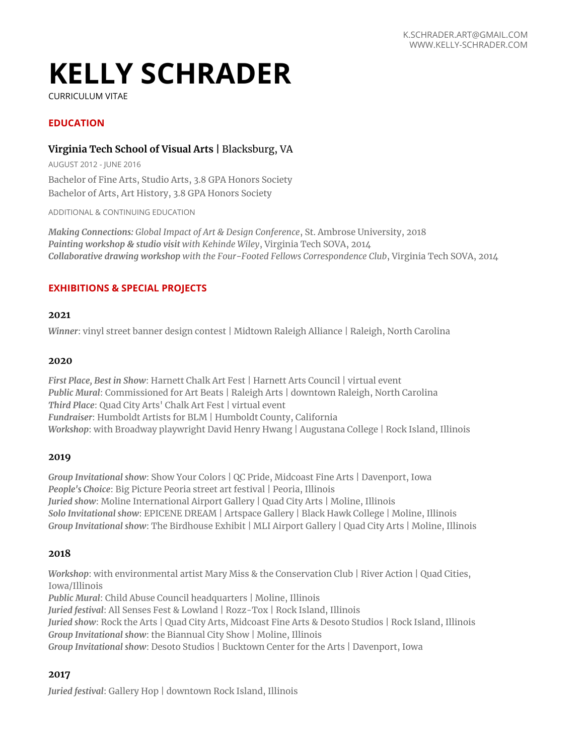K.SCHRADER.ART@GMAIL.COM
WWW.KELLY-SCHRADER.COM

# KELLY SCHRADER

CURRICULUM VITAE

## EDUCATION

### **Virginia Tech School of Visual Arts |** Blacksburg, VA

AUGUST 2012 - JUNE 2016

Bachelor of Fine Arts, Studio Arts, 3.8 GPA Honors Society
Bachelor of Arts, Art History, 3.8 GPA Honors Society

ADDITIONAL & CONTINUING EDUCATION

***Making Connections:*** *Global Impact of Art & Design Conference*, St. Ambrose University, 2018
***Painting workshop & studio visit*** *with Kehinde Wiley*, Virginia Tech SOVA, 2014
***Collaborative drawing workshop*** *with the Four-Footed Fellows Correspondence Club*, Virginia Tech SOVA, 2014

## EXHIBITIONS & SPECIAL PROJECTS

### 2021

***Winner***: vinyl street banner design contest | Midtown Raleigh Alliance | Raleigh, North Carolina

### 2020

***First Place, Best in Show***: Harnett Chalk Art Fest | Harnett Arts Council | virtual event
***Public Mural***: Commissioned for Art Beats | Raleigh Arts | downtown Raleigh, North Carolina
***Third Place***: Quad City Arts' Chalk Art Fest | virtual event
***Fundraiser***: Humboldt Artists for BLM | Humboldt County, California
***Workshop***: with Broadway playwright David Henry Hwang | Augustana College | Rock Island, Illinois

### 2019

***Group Invitational show***: Show Your Colors | QC Pride, Midcoast Fine Arts | Davenport, Iowa
***People's Choice***: Big Picture Peoria street art festival | Peoria, Illinois
***Juried show***: Moline International Airport Gallery | Quad City Arts | Moline, Illinois
***Solo Invitational show***: EPICENE DREAM | Artspace Gallery | Black Hawk College | Moline, Illinois
***Group Invitational show***: The Birdhouse Exhibit | MLI Airport Gallery | Quad City Arts | Moline, Illinois

### 2018

***Workshop***: with environmental artist Mary Miss & the Conservation Club | River Action | Quad Cities, Iowa/Illinois
***Public Mural***: Child Abuse Council headquarters | Moline, Illinois
***Juried festival***: All Senses Fest & Lowland | Rozz-Tox | Rock Island, Illinois
***Juried show***: Rock the Arts | Quad City Arts, Midcoast Fine Arts & Desoto Studios | Rock Island, Illinois
***Group Invitational show***: the Biannual City Show | Moline, Illinois
***Group Invitational show***: Desoto Studios | Bucktown Center for the Arts | Davenport, Iowa

### 2017

***Juried festival***: Gallery Hop | downtown Rock Island, Illinois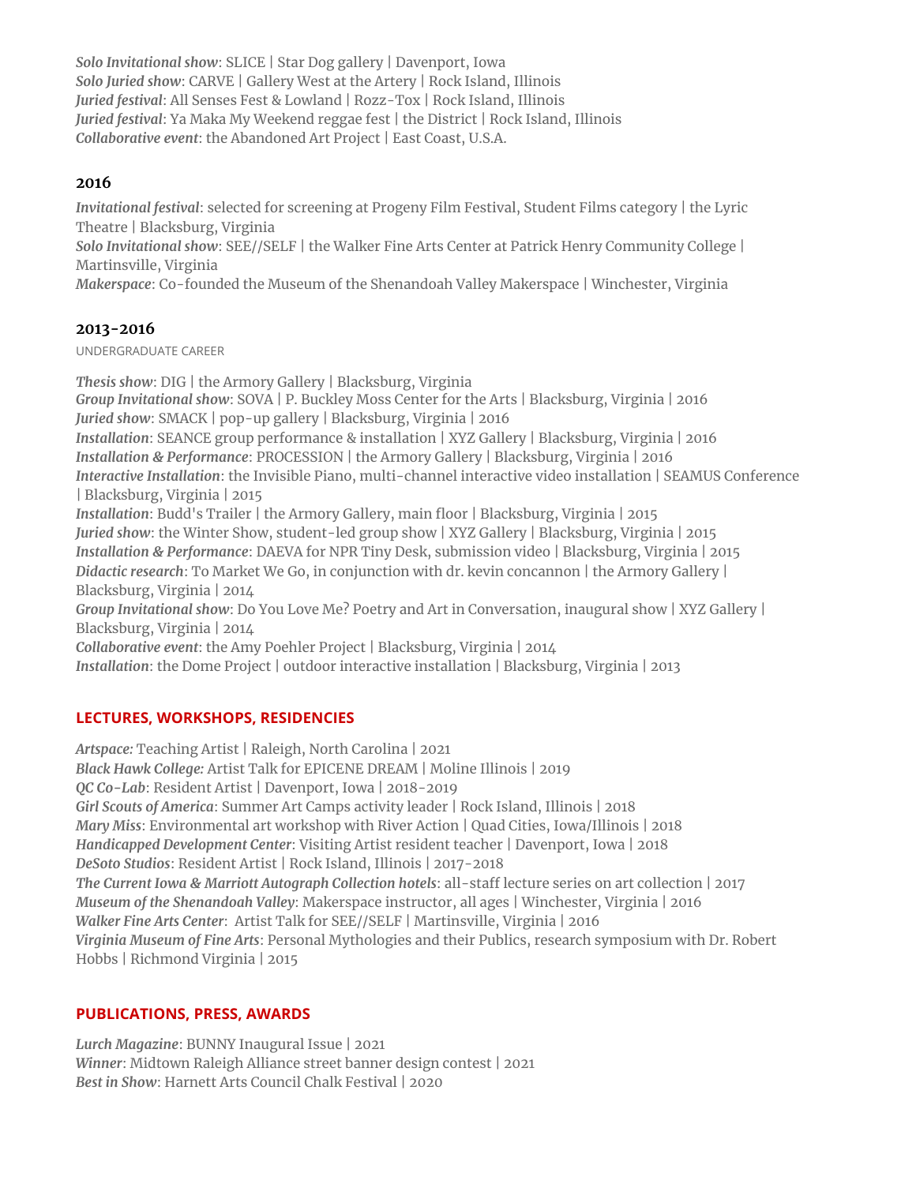*Solo Invitational show*: SLICE | Star Dog gallery | Davenport, Iowa
*Solo Juried show*: CARVE | Gallery West at the Artery | Rock Island, Illinois
*Juried festival*: All Senses Fest & Lowland | Rozz-Tox | Rock Island, Illinois
*Juried festival*: Ya Maka My Weekend reggae fest | the District | Rock Island, Illinois
*Collaborative event*: the Abandoned Art Project | East Coast, U.S.A.

### 2016

*Invitational festival*: selected for screening at Progeny Film Festival, Student Films category | the Lyric Theatre | Blacksburg, Virginia
*Solo Invitational show*: SEE//SELF | the Walker Fine Arts Center at Patrick Henry Community College | Martinsville, Virginia
*Makerspace*: Co-founded the Museum of the Shenandoah Valley Makerspace | Winchester, Virginia

### 2013-2016

UNDERGRADUATE CAREER

*Thesis show*: DIG | the Armory Gallery | Blacksburg, Virginia
*Group Invitational show*: SOVA | P. Buckley Moss Center for the Arts | Blacksburg, Virginia | 2016
*Juried show*: SMACK | pop-up gallery | Blacksburg, Virginia | 2016
*Installation*: SEANCE group performance & installation | XYZ Gallery | Blacksburg, Virginia | 2016
*Installation & Performance*: PROCESSION | the Armory Gallery | Blacksburg, Virginia | 2016
*Interactive Installation*: the Invisible Piano, multi-channel interactive video installation | SEAMUS Conference | Blacksburg, Virginia | 2015
*Installation*: Budd's Trailer | the Armory Gallery, main floor | Blacksburg, Virginia | 2015
*Juried show*: the Winter Show, student-led group show | XYZ Gallery | Blacksburg, Virginia | 2015
*Installation & Performance*: DAEVA for NPR Tiny Desk, submission video | Blacksburg, Virginia | 2015
*Didactic research*: To Market We Go, in conjunction with dr. kevin concannon | the Armory Gallery | Blacksburg, Virginia | 2014
*Group Invitational show*: Do You Love Me? Poetry and Art in Conversation, inaugural show | XYZ Gallery | Blacksburg, Virginia | 2014
*Collaborative event*: the Amy Poehler Project | Blacksburg, Virginia | 2014
*Installation*: the Dome Project | outdoor interactive installation | Blacksburg, Virginia | 2013

## LECTURES, WORKSHOPS, RESIDENCIES

*Artspace:* Teaching Artist | Raleigh, North Carolina | 2021
*Black Hawk College:* Artist Talk for EPICENE DREAM | Moline Illinois | 2019
*QC Co-Lab*: Resident Artist | Davenport, Iowa | 2018-2019
*Girl Scouts of America*: Summer Art Camps activity leader | Rock Island, Illinois | 2018
*Mary Miss*: Environmental art workshop with River Action | Quad Cities, Iowa/Illinois | 2018
*Handicapped Development Center*: Visiting Artist resident teacher | Davenport, Iowa | 2018
*DeSoto Studios*: Resident Artist | Rock Island, Illinois | 2017-2018
*The Current Iowa & Marriott Autograph Collection hotels*: all-staff lecture series on art collection | 2017
*Museum of the Shenandoah Valley*: Makerspace instructor, all ages | Winchester, Virginia | 2016
*Walker Fine Arts Center*: Artist Talk for SEE//SELF | Martinsville, Virginia | 2016
*Virginia Museum of Fine Arts*: Personal Mythologies and their Publics, research symposium with Dr. Robert Hobbs | Richmond Virginia | 2015

## PUBLICATIONS, PRESS, AWARDS

*Lurch Magazine*: BUNNY Inaugural Issue | 2021
*Winner*: Midtown Raleigh Alliance street banner design contest | 2021
*Best in Show*: Harnett Arts Council Chalk Festival | 2020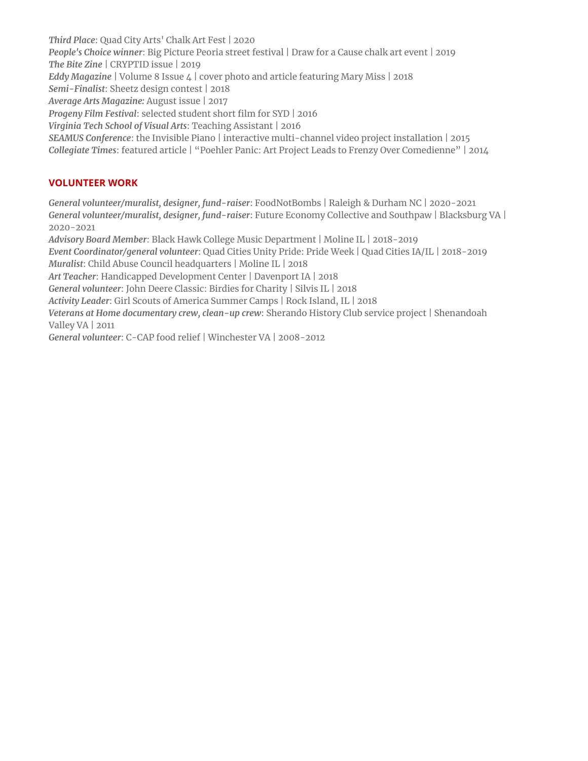***Third Place***: Quad City Arts' Chalk Art Fest | 2020
***People's Choice winner***: Big Picture Peoria street festival | Draw for a Cause chalk art event | 2019
***The Bite Zine*** | CRYPTID issue | 2019
***Eddy Magazine*** | Volume 8 Issue 4 | cover photo and article featuring Mary Miss | 2018
***Semi-Finalist***: Sheetz design contest | 2018
***Average Arts Magazine:*** August issue | 2017
***Progeny Film Festival***: selected student short film for SYD | 2016
***Virginia Tech School of Visual Arts***: Teaching Assistant | 2016
***SEAMUS Conference***: the Invisible Piano | interactive multi-channel video project installation | 2015
***Collegiate Times***: featured article | "Poehler Panic: Art Project Leads to Frenzy Over Comedienne" | 2014

## VOLUNTEER WORK

***General volunteer/muralist, designer, fund-raiser***: FoodNotBombs | Raleigh & Durham NC | 2020-2021
***General volunteer/muralist, designer, fund-raiser***: Future Economy Collective and Southpaw | Blacksburg VA | 2020-2021
***Advisory Board Member***: Black Hawk College Music Department | Moline IL | 2018-2019
***Event Coordinator/general volunteer***: Quad Cities Unity Pride: Pride Week | Quad Cities IA/IL | 2018-2019
***Muralist***: Child Abuse Council headquarters | Moline IL | 2018
***Art Teacher***: Handicapped Development Center | Davenport IA | 2018
***General volunteer***: John Deere Classic: Birdies for Charity | Silvis IL | 2018
***Activity Leader***: Girl Scouts of America Summer Camps | Rock Island, IL | 2018
***Veterans at Home documentary crew, clean-up crew***: Sherando History Club service project | Shenandoah Valley VA | 2011
***General volunteer***: C-CAP food relief | Winchester VA | 2008-2012